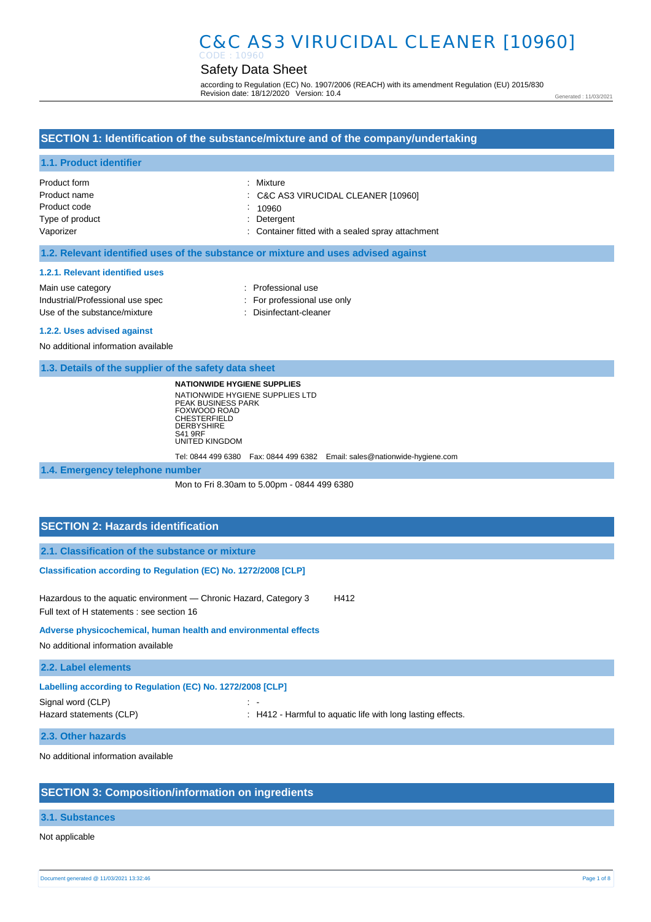# C&C AS3 VIRUCIDAL CLEANER [10960]

CODE : 10960

## Safety Data Sheet

according to Regulation (EC) No. 1907/2006 (REACH) with its amendment Regulation (EU) 2015/830
Revision date: 18/12/2020 Version: 10.4

Generated : 11/03/2021

## SECTION 1: Identification of the substance/mixture and of the company/undertaking

### 1.1. Product identifier

| | |
|---|---|
| Product form | : Mixture |
| Product name | : C&C AS3 VIRUCIDAL CLEANER [10960] |
| Product code | : 10960 |
| Type of product | : Detergent |
| Vaporizer | : Container fitted with a sealed spray attachment |

### 1.2. Relevant identified uses of the substance or mixture and uses advised against

#### 1.2.1. Relevant identified uses

| | |
|---|---|
| Main use category | : Professional use |
| Industrial/Professional use spec | : For professional use only |
| Use of the substance/mixture | : Disinfectant-cleaner |

#### 1.2.2. Uses advised against

No additional information available

### 1.3. Details of the supplier of the safety data sheet

**NATIONWIDE HYGIENE SUPPLIES**
NATIONWIDE HYGIENE SUPPLIES LTD
PEAK BUSINESS PARK
FOXWOOD ROAD
CHESTERFIELD
DERBYSHIRE
S41 9RF
UNITED KINGDOM

Tel: 0844 499 6380 Fax: 0844 499 6382 Email: sales@nationwide-hygiene.com

### 1.4. Emergency telephone number

Mon to Fri 8.30am to 5.00pm - 0844 499 6380

## SECTION 2: Hazards identification

### 2.1. Classification of the substance or mixture

**Classification according to Regulation (EC) No. 1272/2008 [CLP]**

Hazardous to the aquatic environment — Chronic Hazard, Category 3 H412

Full text of H statements : see section 16

**Adverse physicochemical, human health and environmental effects**

No additional information available

### 2.2. Label elements

**Labelling according to Regulation (EC) No. 1272/2008 [CLP]**

| | |
|---|---|
| Signal word (CLP) | : - |
| Hazard statements (CLP) | : H412 - Harmful to aquatic life with long lasting effects. |

### 2.3. Other hazards

No additional information available

## SECTION 3: Composition/information on ingredients

### 3.1. Substances

Not applicable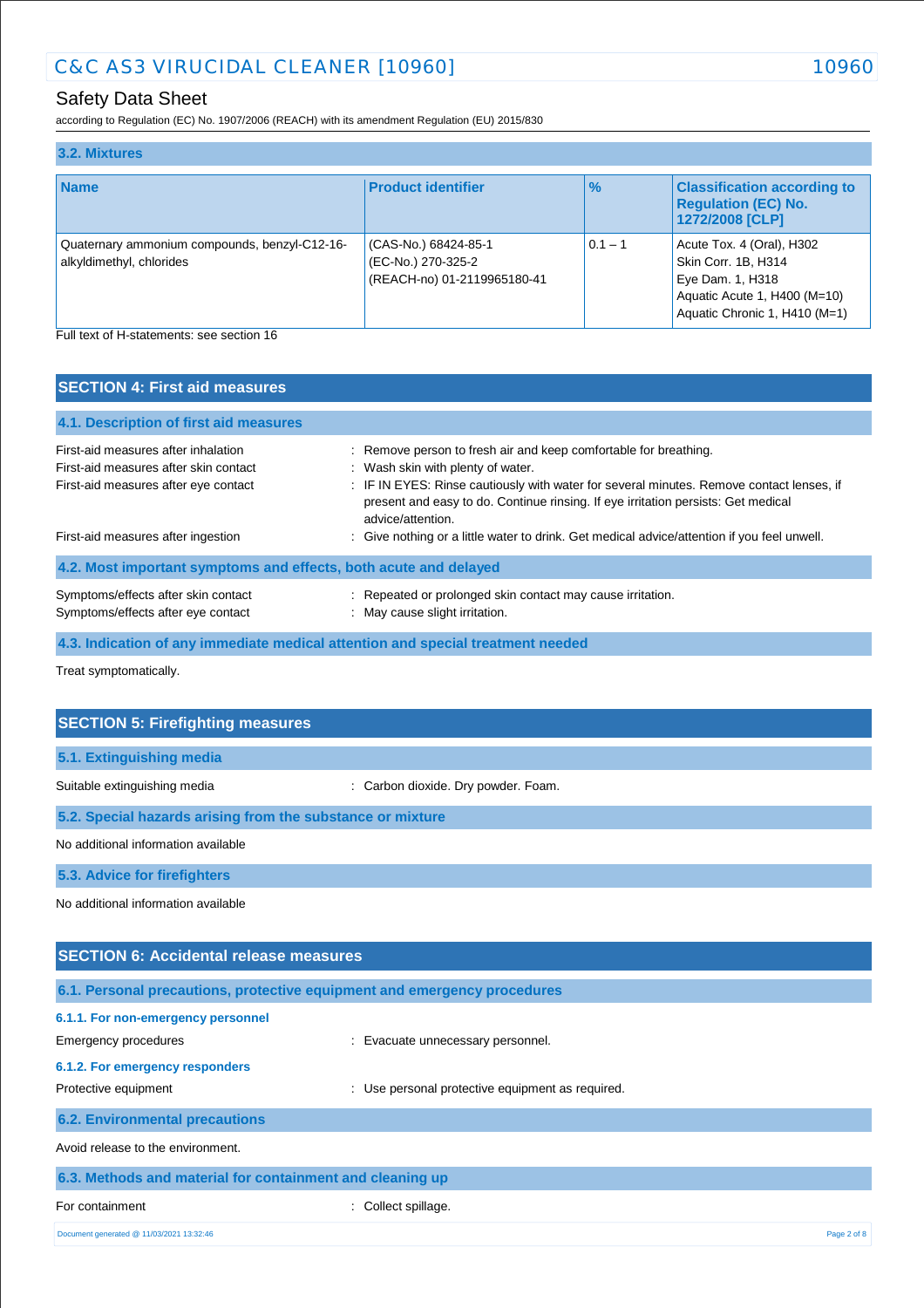### 3.2. Mixtures

| Name | Product identifier | % | Classification according to Regulation (EC) No. 1272/2008 [CLP] |
|---|---|---|---|
| Quaternary ammonium compounds, benzyl-C12-16-alkyldimethyl, chlorides | (CAS-No.) 68424-85-1<br>(EC-No.) 270-325-2<br>(REACH-no) 01-2119965180-41 | 0.1 – 1 | Acute Tox. 4 (Oral), H302<br>Skin Corr. 1B, H314<br>Eye Dam. 1, H318<br>Aquatic Acute 1, H400 (M=10)<br>Aquatic Chronic 1, H410 (M=1) |

Full text of H-statements: see section 16

## SECTION 4: First aid measures

### 4.1. Description of first aid measures

First-aid measures after inhalation : Remove person to fresh air and keep comfortable for breathing.

First-aid measures after skin contact : Wash skin with plenty of water.

First-aid measures after eye contact : IF IN EYES: Rinse cautiously with water for several minutes. Remove contact lenses, if present and easy to do. Continue rinsing. If eye irritation persists: Get medical advice/attention.

First-aid measures after ingestion : Give nothing or a little water to drink. Get medical advice/attention if you feel unwell.

### 4.2. Most important symptoms and effects, both acute and delayed

Symptoms/effects after skin contact : Repeated or prolonged skin contact may cause irritation.

Symptoms/effects after eye contact : May cause slight irritation.

### 4.3. Indication of any immediate medical attention and special treatment needed

Treat symptomatically.

## SECTION 5: Firefighting measures

### 5.1. Extinguishing media

Suitable extinguishing media : Carbon dioxide. Dry powder. Foam.

### 5.2. Special hazards arising from the substance or mixture

No additional information available

### 5.3. Advice for firefighters

No additional information available

## SECTION 6: Accidental release measures

### 6.1. Personal precautions, protective equipment and emergency procedures

#### 6.1.1. For non-emergency personnel

Emergency procedures : Evacuate unnecessary personnel.

#### 6.1.2. For emergency responders

Protective equipment : Use personal protective equipment as required.

### 6.2. Environmental precautions

Avoid release to the environment.

### 6.3. Methods and material for containment and cleaning up

For containment : Collect spillage.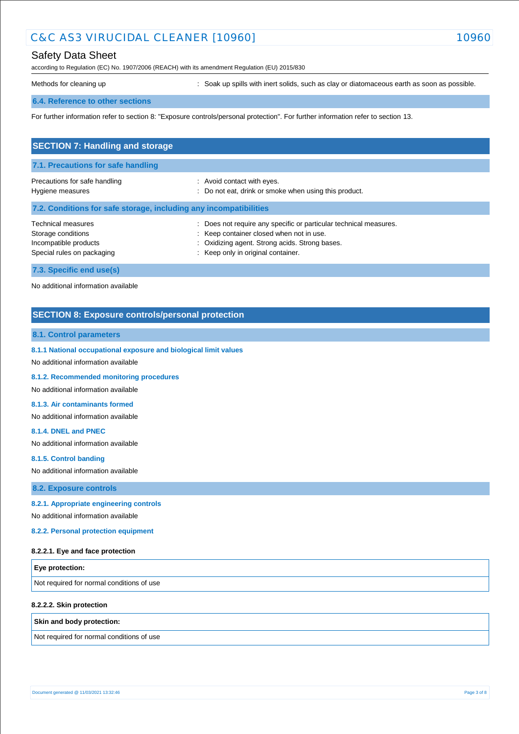Methods for cleaning up : Soak up spills with inert solids, such as clay or diatomaceous earth as soon as possible.

### 6.4. Reference to other sections

For further information refer to section 8: "Exposure controls/personal protection". For further information refer to section 13.

## SECTION 7: Handling and storage

### 7.1. Precautions for safe handling

| | |
|---|---|
| Precautions for safe handling | : Avoid contact with eyes. |
| Hygiene measures | : Do not eat, drink or smoke when using this product. |

### 7.2. Conditions for safe storage, including any incompatibilities

| | |
|---|---|
| Technical measures | : Does not require any specific or particular technical measures. |
| Storage conditions | : Keep container closed when not in use. |
| Incompatible products | : Oxidizing agent. Strong acids. Strong bases. |
| Special rules on packaging | : Keep only in original container. |

### 7.3. Specific end use(s)

No additional information available

## SECTION 8: Exposure controls/personal protection

### 8.1. Control parameters

#### 8.1.1 National occupational exposure and biological limit values

No additional information available

#### 8.1.2. Recommended monitoring procedures

No additional information available

#### 8.1.3. Air contaminants formed

No additional information available

#### 8.1.4. DNEL and PNEC

No additional information available

#### 8.1.5. Control banding

No additional information available

### 8.2. Exposure controls

#### 8.2.1. Appropriate engineering controls

No additional information available

#### 8.2.2. Personal protection equipment

**8.2.2.1. Eye and face protection**

| **Eye protection:** |
|---|
| Not required for normal conditions of use |

**8.2.2.2. Skin protection**

| **Skin and body protection:** |
|---|
| Not required for normal conditions of use |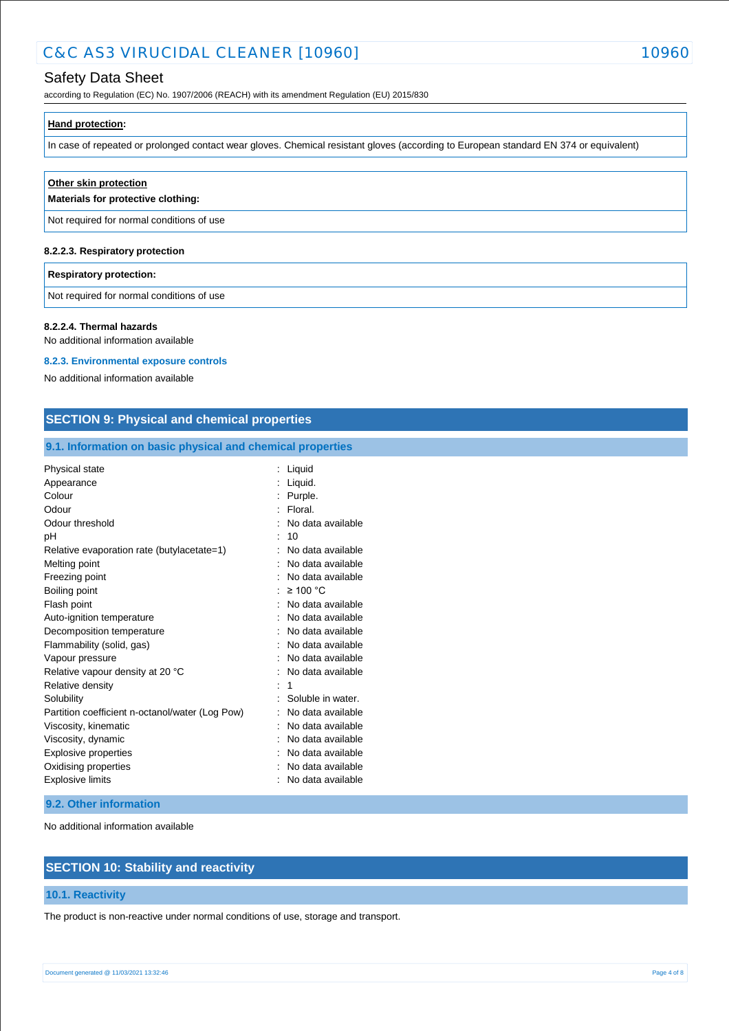| **Hand protection:** |
| --- |
| In case of repeated or prolonged contact wear gloves. Chemical resistant gloves (according to European standard EN 374 or equivalent) |

| **Other skin protection** |
| --- |
| **Materials for protective clothing:** |
| Not required for normal conditions of use |

#### 8.2.2.3. Respiratory protection

| **Respiratory protection:** |
| --- |
| Not required for normal conditions of use |

#### 8.2.2.4. Thermal hazards

No additional information available

### 8.2.3. Environmental exposure controls

No additional information available

## SECTION 9: Physical and chemical properties

### 9.1. Information on basic physical and chemical properties

| | |
| --- | --- |
| Physical state | : Liquid |
| Appearance | : Liquid. |
| Colour | : Purple. |
| Odour | : Floral. |
| Odour threshold | : No data available |
| pH | : 10 |
| Relative evaporation rate (butylacetate=1) | : No data available |
| Melting point | : No data available |
| Freezing point | : No data available |
| Boiling point | : ≥ 100 °C |
| Flash point | : No data available |
| Auto-ignition temperature | : No data available |
| Decomposition temperature | : No data available |
| Flammability (solid, gas) | : No data available |
| Vapour pressure | : No data available |
| Relative vapour density at 20 °C | : No data available |
| Relative density | : 1 |
| Solubility | : Soluble in water. |
| Partition coefficient n-octanol/water (Log Pow) | : No data available |
| Viscosity, kinematic | : No data available |
| Viscosity, dynamic | : No data available |
| Explosive properties | : No data available |
| Oxidising properties | : No data available |
| Explosive limits | : No data available |

### 9.2. Other information

No additional information available

## SECTION 10: Stability and reactivity

### 10.1. Reactivity

The product is non-reactive under normal conditions of use, storage and transport.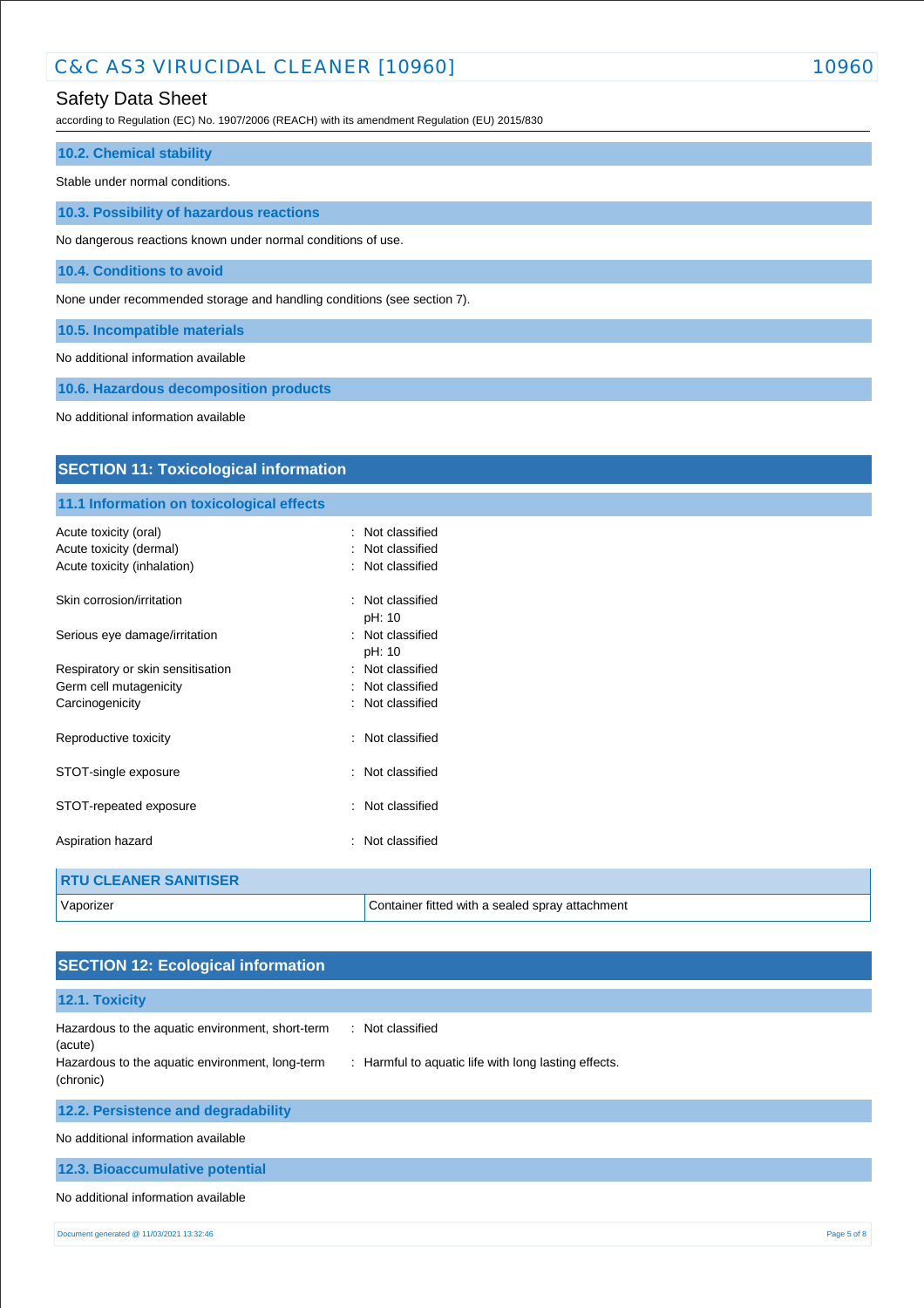### 10.2. Chemical stability

Stable under normal conditions.

### 10.3. Possibility of hazardous reactions

No dangerous reactions known under normal conditions of use.

### 10.4. Conditions to avoid

None under recommended storage and handling conditions (see section 7).

### 10.5. Incompatible materials

No additional information available

### 10.6. Hazardous decomposition products

No additional information available

## SECTION 11: Toxicological information

### 11.1 Information on toxicological effects

| | |
|---|---|
| Acute toxicity (oral) | : Not classified |
| Acute toxicity (dermal) | : Not classified |
| Acute toxicity (inhalation) | : Not classified |
| Skin corrosion/irritation | : Not classified<br>pH: 10 |
| Serious eye damage/irritation | : Not classified<br>pH: 10 |
| Respiratory or skin sensitisation | : Not classified |
| Germ cell mutagenicity | : Not classified |
| Carcinogenicity | : Not classified |
| Reproductive toxicity | : Not classified |
| STOT-single exposure | : Not classified |
| STOT-repeated exposure | : Not classified |
| Aspiration hazard | : Not classified |

| RTU CLEANER SANITISER | |
|---|---|
| Vaporizer | Container fitted with a sealed spray attachment |

## SECTION 12: Ecological information

### 12.1. Toxicity

| | |
|---|---|
| Hazardous to the aquatic environment, short-term (acute) | : Not classified |
| Hazardous to the aquatic environment, long-term (chronic) | : Harmful to aquatic life with long lasting effects. |

### 12.2. Persistence and degradability

No additional information available

### 12.3. Bioaccumulative potential

No additional information available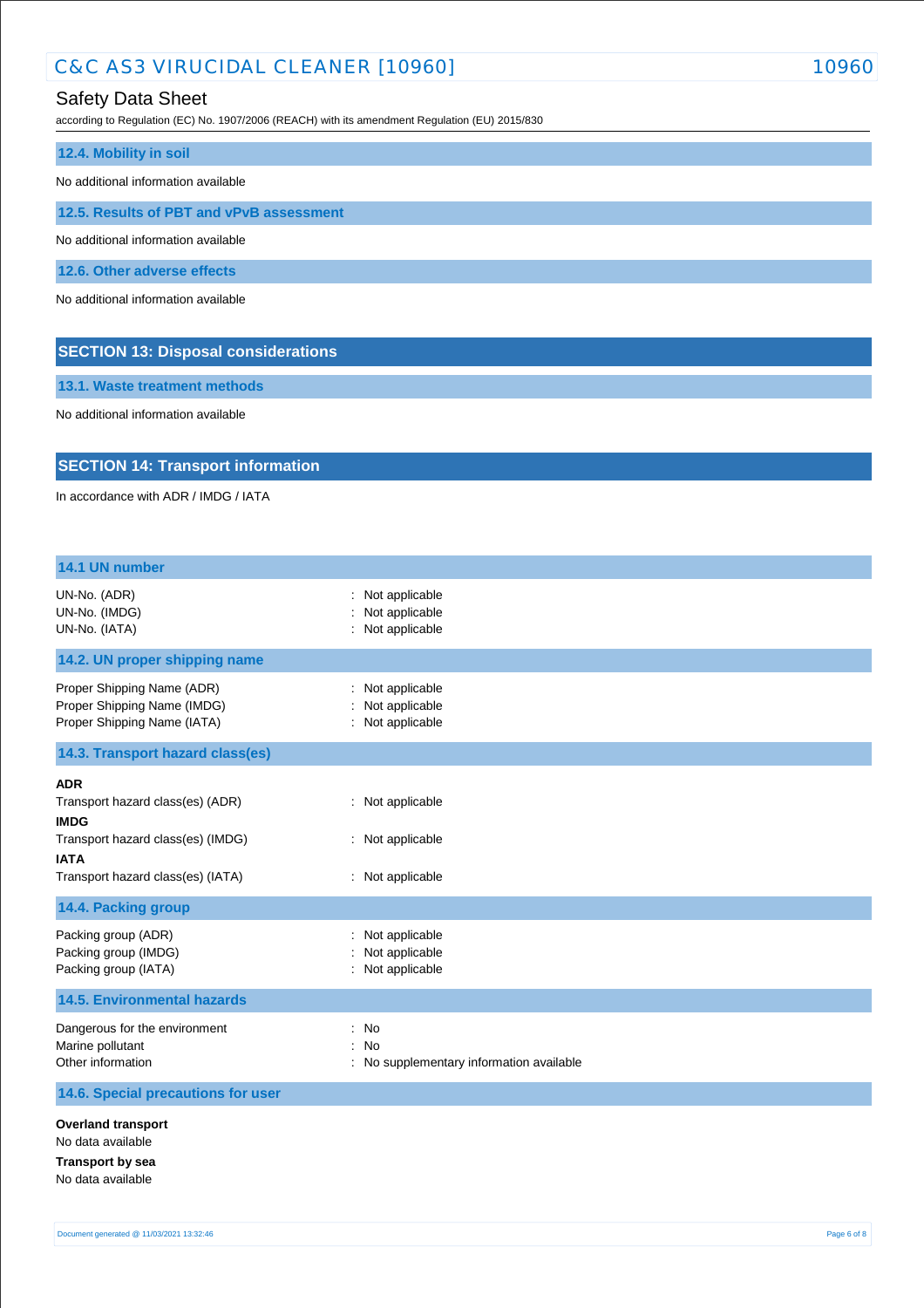### 12.4. Mobility in soil

No additional information available

### 12.5. Results of PBT and vPvB assessment

No additional information available

### 12.6. Other adverse effects

No additional information available

## SECTION 13: Disposal considerations

### 13.1. Waste treatment methods

No additional information available

## SECTION 14: Transport information

In accordance with ADR / IMDG / IATA

### 14.1 UN number

| | |
|---|---|
| UN-No. (ADR) | : Not applicable |
| UN-No. (IMDG) | : Not applicable |
| UN-No. (IATA) | : Not applicable |

### 14.2. UN proper shipping name

| | |
|---|---|
| Proper Shipping Name (ADR) | : Not applicable |
| Proper Shipping Name (IMDG) | : Not applicable |
| Proper Shipping Name (IATA) | : Not applicable |

### 14.3. Transport hazard class(es)

**ADR**

Transport hazard class(es) (ADR) : Not applicable

**IMDG**

Transport hazard class(es) (IMDG) : Not applicable

**IATA**

Transport hazard class(es) (IATA) : Not applicable

### 14.4. Packing group

| | |
|---|---|
| Packing group (ADR) | : Not applicable |
| Packing group (IMDG) | : Not applicable |
| Packing group (IATA) | : Not applicable |

### 14.5. Environmental hazards

| | |
|---|---|
| Dangerous for the environment | : No |
| Marine pollutant | : No |
| Other information | : No supplementary information available |

### 14.6. Special precautions for user

**Overland transport**

No data available

**Transport by sea**

No data available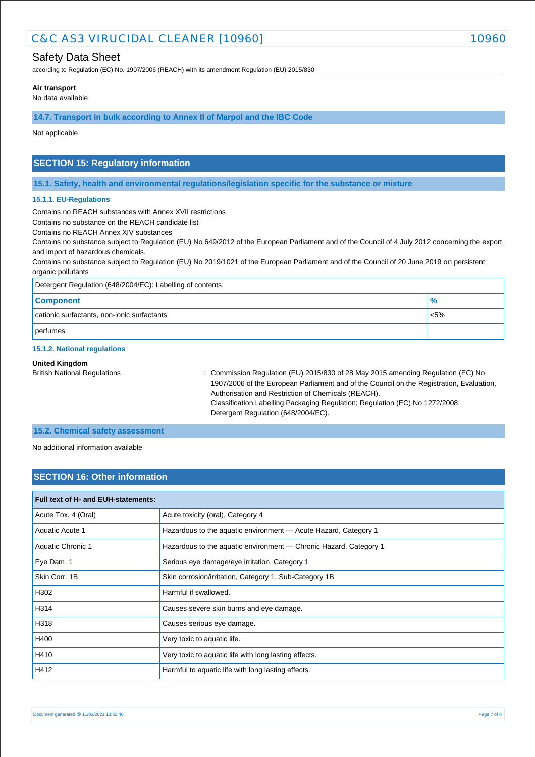**Air transport**

No data available

### 14.7. Transport in bulk according to Annex II of Marpol and the IBC Code

Not applicable

## SECTION 15: Regulatory information

### 15.1. Safety, health and environmental regulations/legislation specific for the substance or mixture

#### 15.1.1. EU-Regulations

Contains no REACH substances with Annex XVII restrictions
Contains no substance on the REACH candidate list
Contains no REACH Annex XIV substances
Contains no substance subject to Regulation (EU) No 649/2012 of the European Parliament and of the Council of 4 July 2012 concerning the export and import of hazardous chemicals.
Contains no substance subject to Regulation (EU) No 2019/1021 of the European Parliament and of the Council of 20 June 2019 on persistent organic pollutants

| Detergent Regulation (648/2004/EC): Labelling of contents: | |
|---|---|
| **Component** | **%** |
| cationic surfactants, non-ionic surfactants | <5% |
| perfumes | |

#### 15.1.2. National regulations

**United Kingdom**

British National Regulations : Commission Regulation (EU) 2015/830 of 28 May 2015 amending Regulation (EC) No 1907/2006 of the European Parliament and of the Council on the Registration, Evaluation, Authorisation and Restriction of Chemicals (REACH).
Classification Labelling Packaging Regulation; Regulation (EC) No 1272/2008.
Detergent Regulation (648/2004/EC).

### 15.2. Chemical safety assessment

No additional information available

## SECTION 16: Other information

| Full text of H- and EUH-statements: | |
|---|---|
| Acute Tox. 4 (Oral) | Acute toxicity (oral), Category 4 |
| Aquatic Acute 1 | Hazardous to the aquatic environment — Acute Hazard, Category 1 |
| Aquatic Chronic 1 | Hazardous to the aquatic environment — Chronic Hazard, Category 1 |
| Eye Dam. 1 | Serious eye damage/eye irritation, Category 1 |
| Skin Corr. 1B | Skin corrosion/irritation, Category 1, Sub-Category 1B |
| H302 | Harmful if swallowed. |
| H314 | Causes severe skin burns and eye damage. |
| H318 | Causes serious eye damage. |
| H400 | Very toxic to aquatic life. |
| H410 | Very toxic to aquatic life with long lasting effects. |
| H412 | Harmful to aquatic life with long lasting effects. |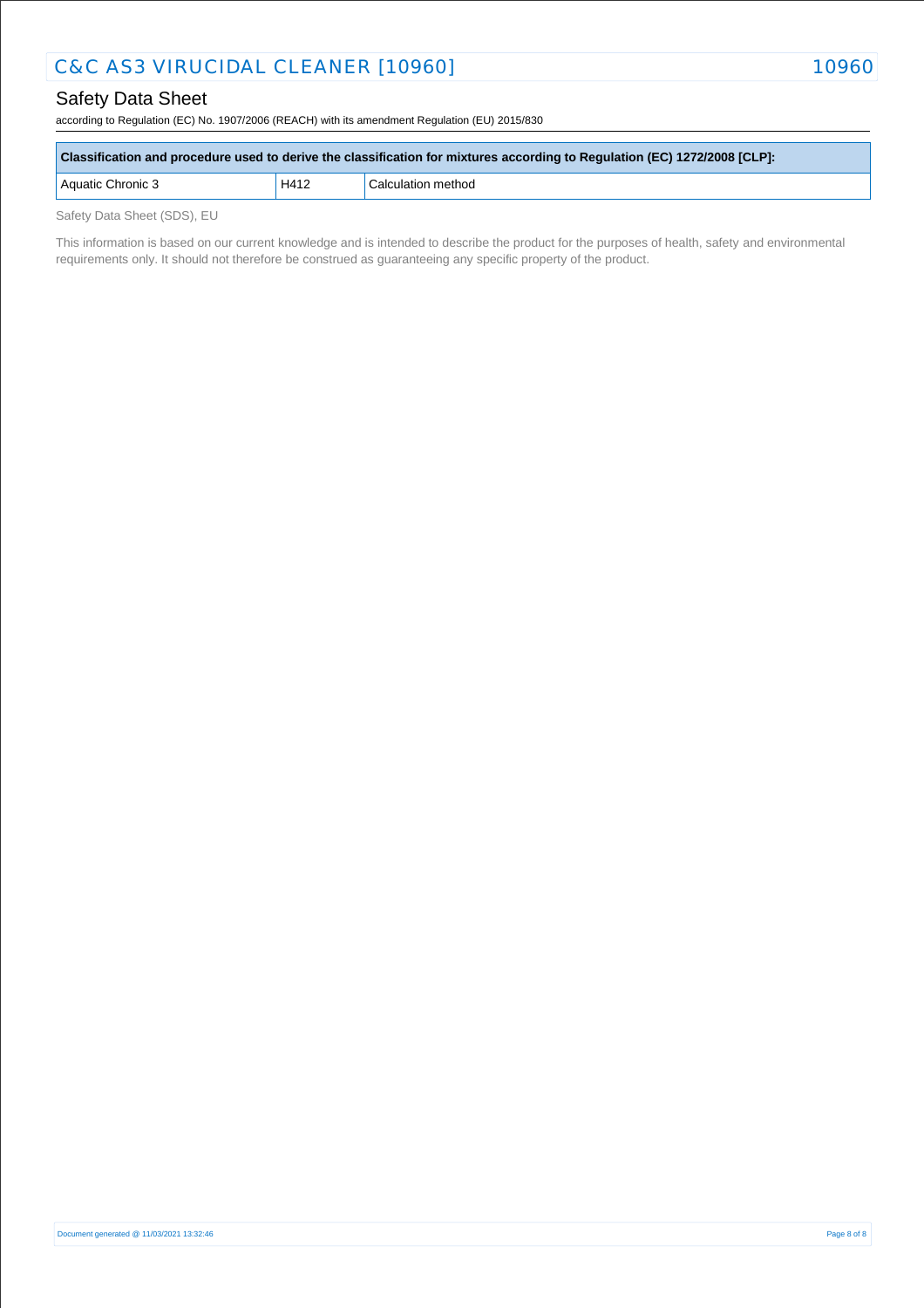| Classification and procedure used to derive the classification for mixtures according to Regulation (EC) 1272/2008 [CLP]: | | |
|---|---|---|
| Aquatic Chronic 3 | H412 | Calculation method |

Safety Data Sheet (SDS), EU

This information is based on our current knowledge and is intended to describe the product for the purposes of health, safety and environmental requirements only. It should not therefore be construed as guaranteeing any specific property of the product.